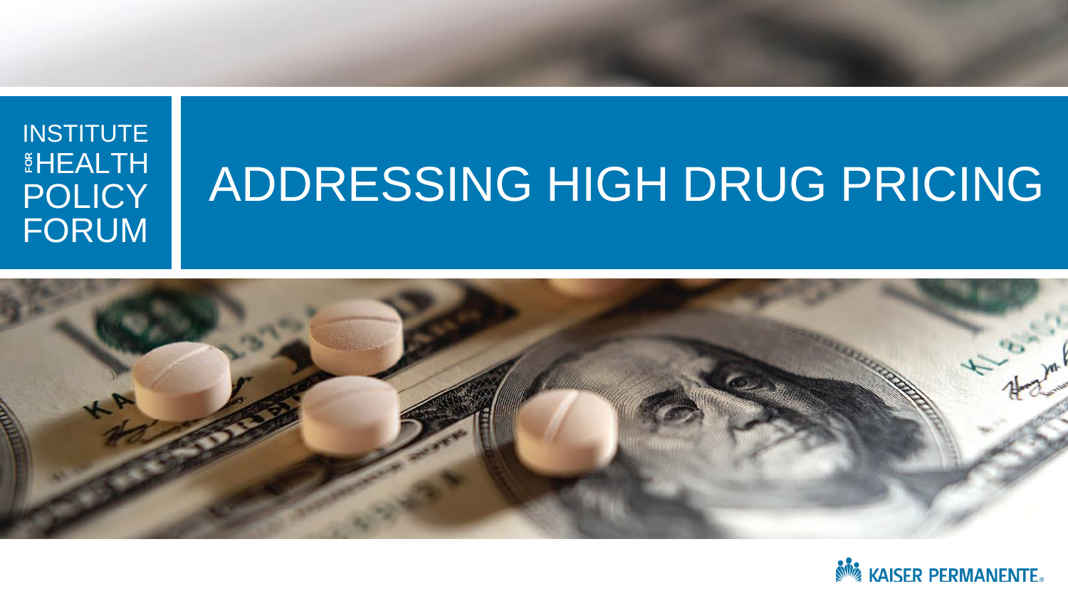INSTITUTE FOR HEALTH POLICY FORUM

# ADDRESSING HIGH DRUG PRICING

KAISER PERMANENTE®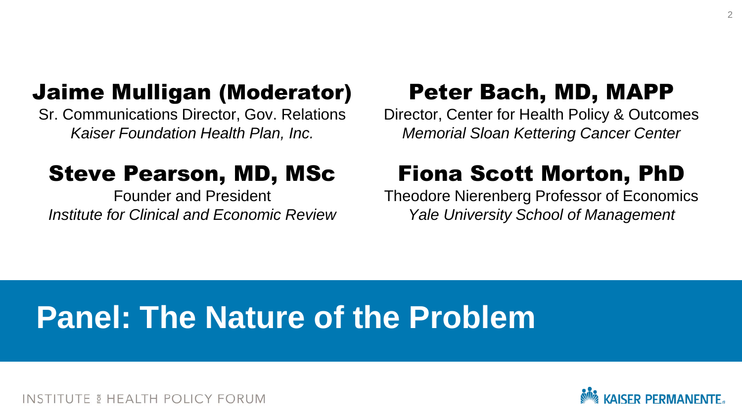## Jaime Mulligan (Moderator)

Sr. Communications Director, Gov. Relations
*Kaiser Foundation Health Plan, Inc.*

## Peter Bach, MD, MAPP

Director, Center for Health Policy & Outcomes
*Memorial Sloan Kettering Cancer Center*

## Steve Pearson, MD, MSc

Founder and President
*Institute for Clinical and Economic Review*

## Fiona Scott Morton, PhD

Theodore Nierenberg Professor of Economics
*Yale University School of Management*

# Panel: The Nature of the Problem

INSTITUTE FOR HEALTH POLICY FORUM

KAISER PERMANENTE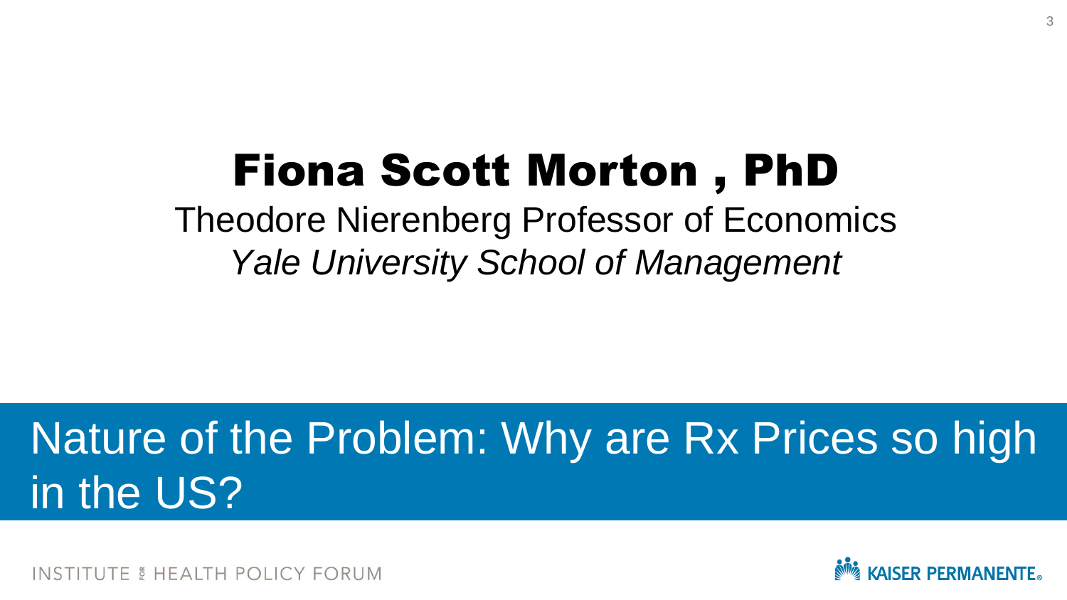# Fiona Scott Morton , PhD

Theodore Nierenberg Professor of Economics

*Yale University School of Management*

## Nature of the Problem: Why are Rx Prices so high in the US?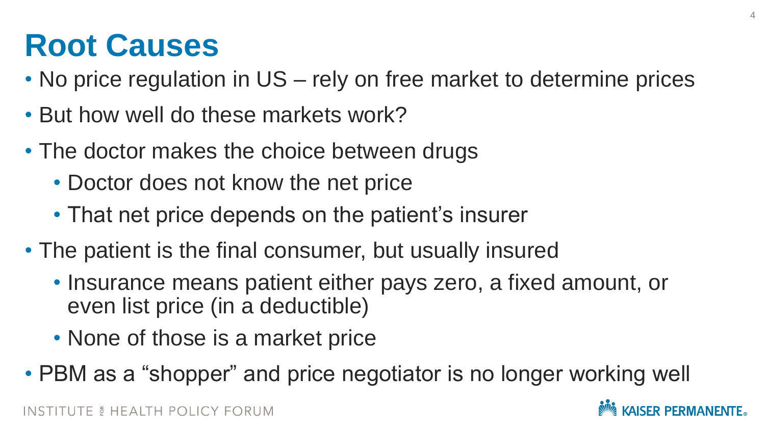# Root Causes

- No price regulation in US – rely on free market to determine prices
- But how well do these markets work?
- The doctor makes the choice between drugs
  - Doctor does not know the net price
  - That net price depends on the patient's insurer
- The patient is the final consumer, but usually insured
  - Insurance means patient either pays zero, a fixed amount, or even list price (in a deductible)
  - None of those is a market price
- PBM as a "shopper" and price negotiator is no longer working well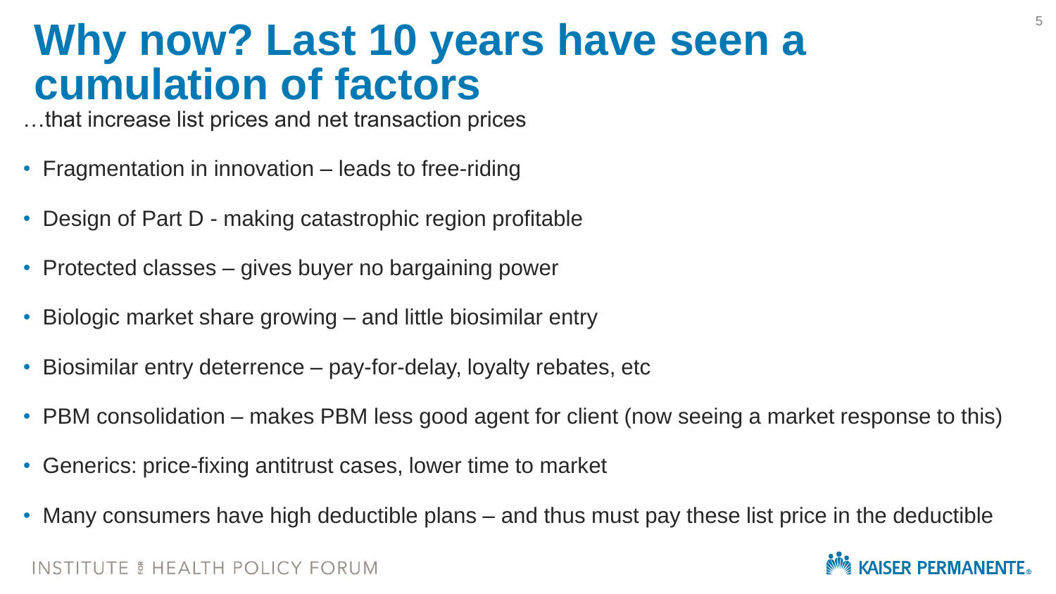# Why now? Last 10 years have seen a cumulation of factors

…that increase list prices and net transaction prices

- Fragmentation in innovation – leads to free-riding
- Design of Part D - making catastrophic region profitable
- Protected classes – gives buyer no bargaining power
- Biologic market share growing – and little biosimilar entry
- Biosimilar entry deterrence – pay-for-delay, loyalty rebates, etc
- PBM consolidation – makes PBM less good agent for client (now seeing a market response to this)
- Generics: price-fixing antitrust cases, lower time to market
- Many consumers have high deductible plans – and thus must pay these list price in the deductible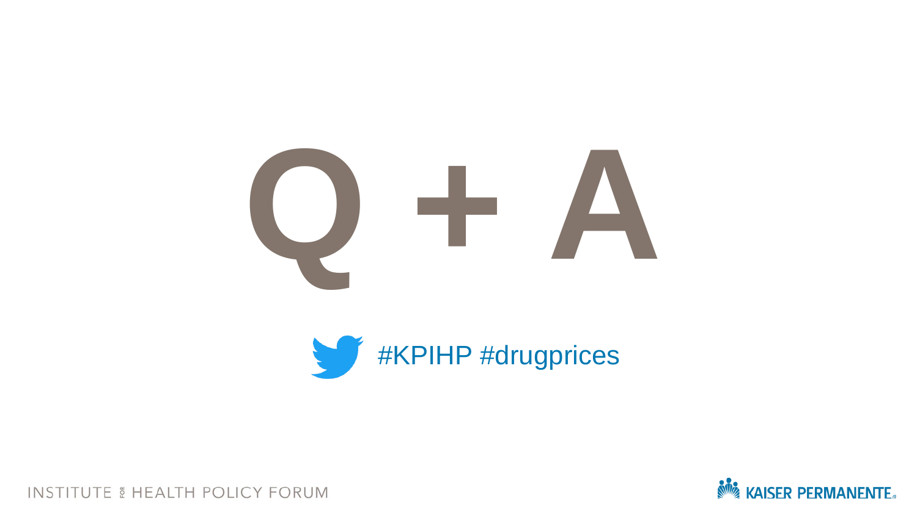# Q + A

#KPIHP #drugprices

INSTITUTE FOR HEALTH POLICY FORUM

KAISER PERMANENTE